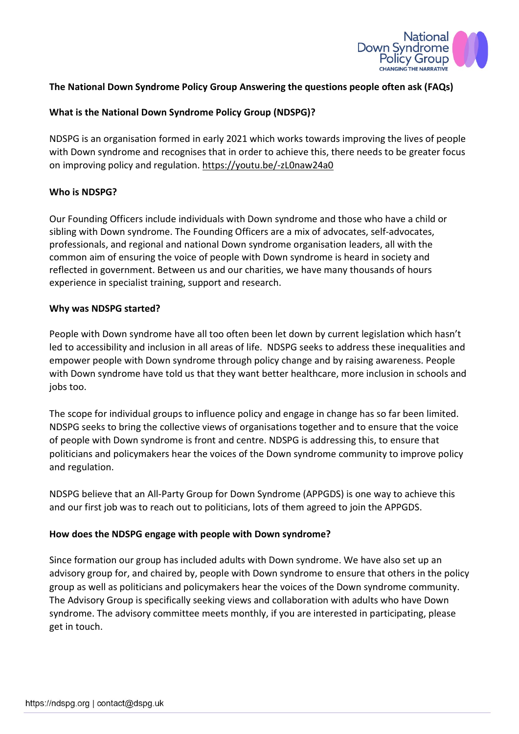## The National Down Syndrome Policy Group Answering the questions people often ask (FAQs)

### What is the National Down Syndrome Policy Group (NDSPG)?

NDSPG is an organisation formed in early 2021 which works towards improving the lives of people with Down syndrome and recognises that in order to achieve this, there needs to be greater focus on improving policy and regulation. https://youtu.be/-zL0naw24a0

### Who is NDSPG?

Our Founding Officers include individuals with Down syndrome and those who have a child or sibling with Down syndrome. The Founding Officers are a mix of advocates, self-advocates, professionals, and regional and national Down syndrome organisation leaders, all with the common aim of ensuring the voice of people with Down syndrome is heard in society and reflected in government. Between us and our charities, we have many thousands of hours experience in specialist training, support and research.

### Why was NDSPG started?

People with Down syndrome have all too often been let down by current legislation which hasn't led to accessibility and inclusion in all areas of life. NDSPG seeks to address these inequalities and empower people with Down syndrome through policy change and by raising awareness. People with Down syndrome have told us that they want better healthcare, more inclusion in schools and jobs too.

The scope for individual groups to influence policy and engage in change has so far been limited. NDSPG seeks to bring the collective views of organisations together and to ensure that the voice of people with Down syndrome is front and centre. NDSPG is addressing this, to ensure that politicians and policymakers hear the voices of the Down syndrome community to improve policy and regulation.

NDSPG believe that an All-Party Group for Down Syndrome (APPGDS) is one way to achieve this and our first job was to reach out to politicians, lots of them agreed to join the APPGDS.

### How does the NDSPG engage with people with Down syndrome?

Since formation our group has included adults with Down syndrome. We have also set up an advisory group for, and chaired by, people with Down syndrome to ensure that others in the policy group as well as politicians and policymakers hear the voices of the Down syndrome community. The Advisory Group is specifically seeking views and collaboration with adults who have Down syndrome. The advisory committee meets monthly, if you are interested in participating, please get in touch.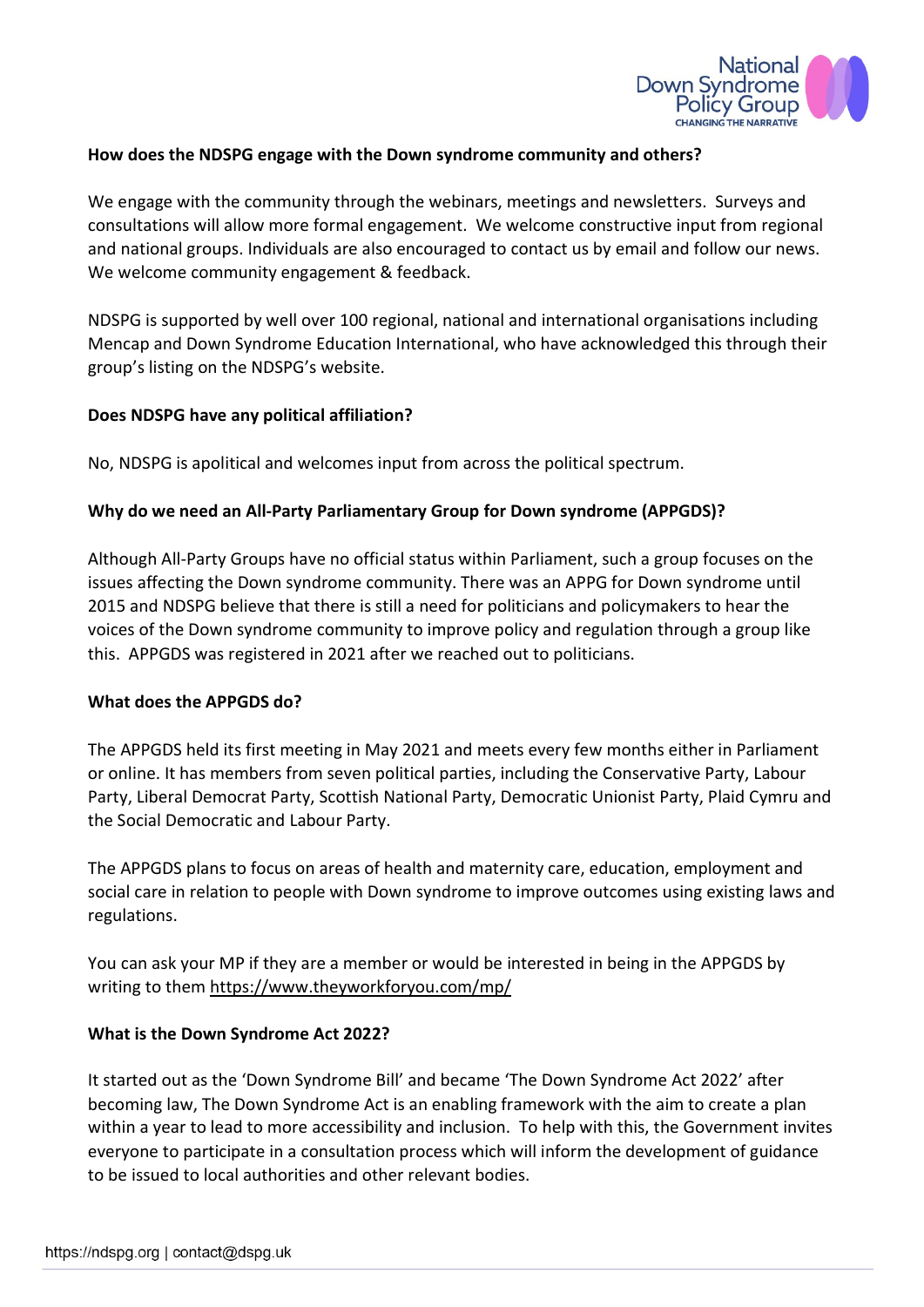**How does the NDSPG engage with the Down syndrome community and others?**

We engage with the community through the webinars, meetings and newsletters. Surveys and consultations will allow more formal engagement. We welcome constructive input from regional and national groups. Individuals are also encouraged to contact us by email and follow our news. We welcome community engagement & feedback.

NDSPG is supported by well over 100 regional, national and international organisations including Mencap and Down Syndrome Education International, who have acknowledged this through their group's listing on the NDSPG's website.

**Does NDSPG have any political affiliation?**

No, NDSPG is apolitical and welcomes input from across the political spectrum.

**Why do we need an All-Party Parliamentary Group for Down syndrome (APPGDS)?**

Although All-Party Groups have no official status within Parliament, such a group focuses on the issues affecting the Down syndrome community. There was an APPG for Down syndrome until 2015 and NDSPG believe that there is still a need for politicians and policymakers to hear the voices of the Down syndrome community to improve policy and regulation through a group like this. APPGDS was registered in 2021 after we reached out to politicians.

**What does the APPGDS do?**

The APPGDS held its first meeting in May 2021 and meets every few months either in Parliament or online. It has members from seven political parties, including the Conservative Party, Labour Party, Liberal Democrat Party, Scottish National Party, Democratic Unionist Party, Plaid Cymru and the Social Democratic and Labour Party.

The APPGDS plans to focus on areas of health and maternity care, education, employment and social care in relation to people with Down syndrome to improve outcomes using existing laws and regulations.

You can ask your MP if they are a member or would be interested in being in the APPGDS by writing to them https://www.theyworkforyou.com/mp/

**What is the Down Syndrome Act 2022?**

It started out as the 'Down Syndrome Bill' and became 'The Down Syndrome Act 2022' after becoming law, The Down Syndrome Act is an enabling framework with the aim to create a plan within a year to lead to more accessibility and inclusion. To help with this, the Government invites everyone to participate in a consultation process which will inform the development of guidance to be issued to local authorities and other relevant bodies.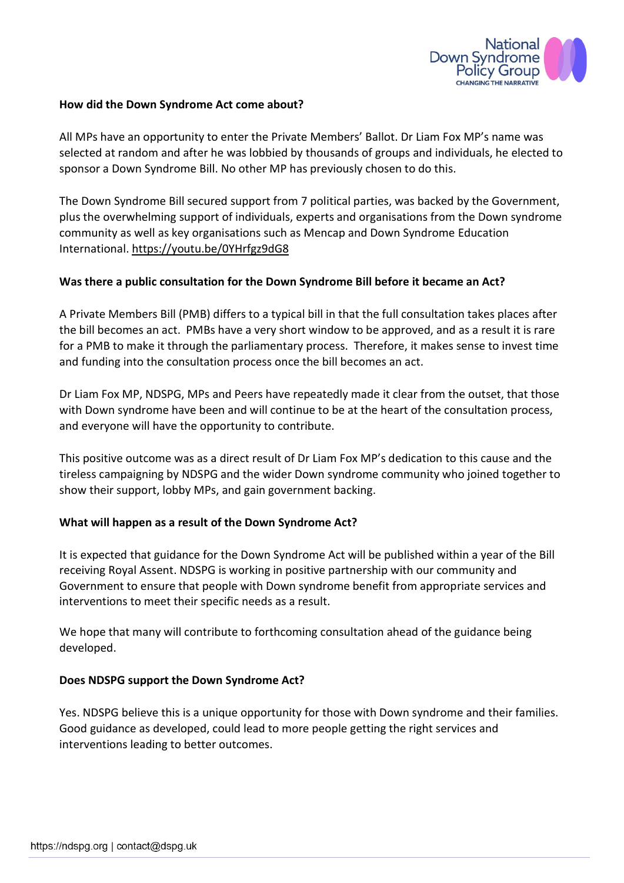**How did the Down Syndrome Act come about?**

All MPs have an opportunity to enter the Private Members' Ballot. Dr Liam Fox MP's name was selected at random and after he was lobbied by thousands of groups and individuals, he elected to sponsor a Down Syndrome Bill. No other MP has previously chosen to do this.

The Down Syndrome Bill secured support from 7 political parties, was backed by the Government, plus the overwhelming support of individuals, experts and organisations from the Down syndrome community as well as key organisations such as Mencap and Down Syndrome Education International. https://youtu.be/0YHrfgz9dG8

**Was there a public consultation for the Down Syndrome Bill before it became an Act?**

A Private Members Bill (PMB) differs to a typical bill in that the full consultation takes places after the bill becomes an act. PMBs have a very short window to be approved, and as a result it is rare for a PMB to make it through the parliamentary process. Therefore, it makes sense to invest time and funding into the consultation process once the bill becomes an act.

Dr Liam Fox MP, NDSPG, MPs and Peers have repeatedly made it clear from the outset, that those with Down syndrome have been and will continue to be at the heart of the consultation process, and everyone will have the opportunity to contribute.

This positive outcome was as a direct result of Dr Liam Fox MP's dedication to this cause and the tireless campaigning by NDSPG and the wider Down syndrome community who joined together to show their support, lobby MPs, and gain government backing.

**What will happen as a result of the Down Syndrome Act?**

It is expected that guidance for the Down Syndrome Act will be published within a year of the Bill receiving Royal Assent. NDSPG is working in positive partnership with our community and Government to ensure that people with Down syndrome benefit from appropriate services and interventions to meet their specific needs as a result.

We hope that many will contribute to forthcoming consultation ahead of the guidance being developed.

**Does NDSPG support the Down Syndrome Act?**

Yes. NDSPG believe this is a unique opportunity for those with Down syndrome and their families. Good guidance as developed, could lead to more people getting the right services and interventions leading to better outcomes.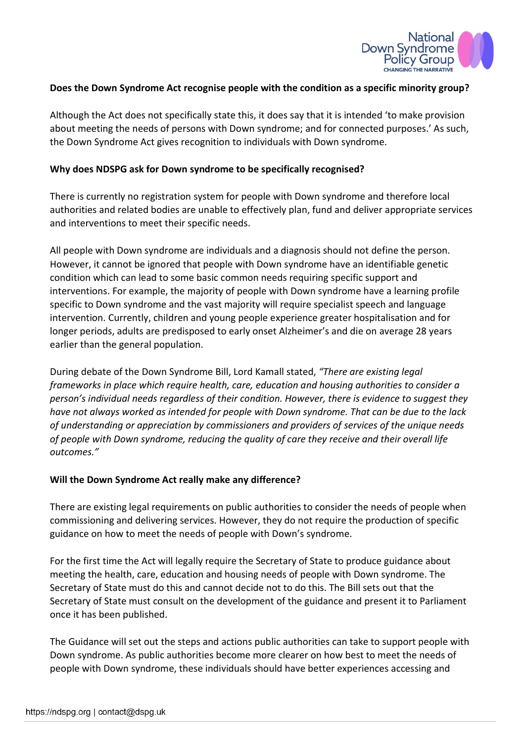**Does the Down Syndrome Act recognise people with the condition as a specific minority group?**

Although the Act does not specifically state this, it does say that it is intended 'to make provision about meeting the needs of persons with Down syndrome; and for connected purposes.' As such, the Down Syndrome Act gives recognition to individuals with Down syndrome.

**Why does NDSPG ask for Down syndrome to be specifically recognised?**

There is currently no registration system for people with Down syndrome and therefore local authorities and related bodies are unable to effectively plan, fund and deliver appropriate services and interventions to meet their specific needs.

All people with Down syndrome are individuals and a diagnosis should not define the person. However, it cannot be ignored that people with Down syndrome have an identifiable genetic condition which can lead to some basic common needs requiring specific support and interventions. For example, the majority of people with Down syndrome have a learning profile specific to Down syndrome and the vast majority will require specialist speech and language intervention. Currently, children and young people experience greater hospitalisation and for longer periods, adults are predisposed to early onset Alzheimer's and die on average 28 years earlier than the general population.

During debate of the Down Syndrome Bill, Lord Kamall stated, *"There are existing legal frameworks in place which require health, care, education and housing authorities to consider a person's individual needs regardless of their condition. However, there is evidence to suggest they have not always worked as intended for people with Down syndrome. That can be due to the lack of understanding or appreciation by commissioners and providers of services of the unique needs of people with Down syndrome, reducing the quality of care they receive and their overall life outcomes."*

**Will the Down Syndrome Act really make any difference?**

There are existing legal requirements on public authorities to consider the needs of people when commissioning and delivering services. However, they do not require the production of specific guidance on how to meet the needs of people with Down's syndrome.

For the first time the Act will legally require the Secretary of State to produce guidance about meeting the health, care, education and housing needs of people with Down syndrome. The Secretary of State must do this and cannot decide not to do this. The Bill sets out that the Secretary of State must consult on the development of the guidance and present it to Parliament once it has been published.

The Guidance will set out the steps and actions public authorities can take to support people with Down syndrome. As public authorities become more clearer on how best to meet the needs of people with Down syndrome, these individuals should have better experiences accessing and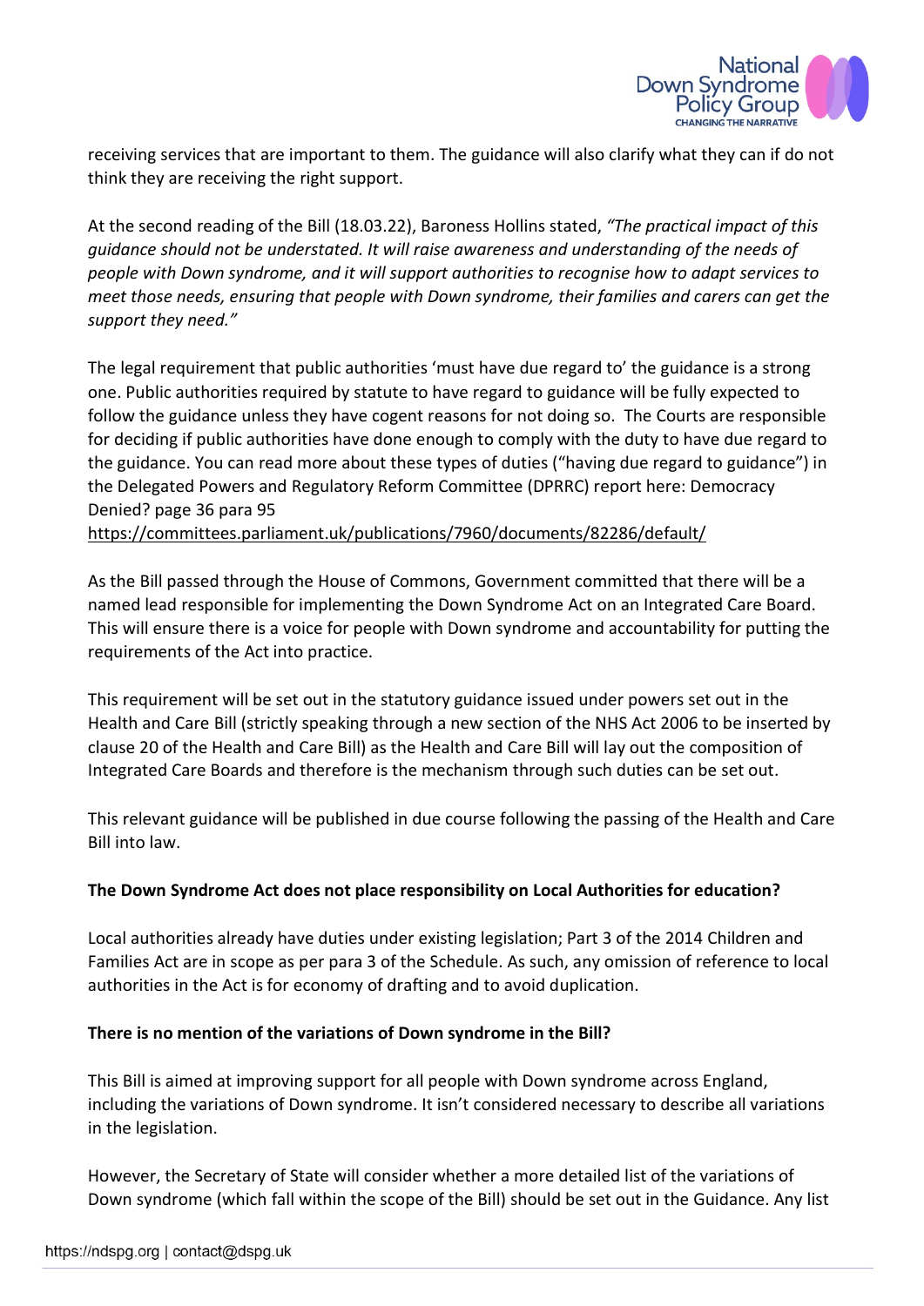receiving services that are important to them. The guidance will also clarify what they can if do not think they are receiving the right support.

At the second reading of the Bill (18.03.22), Baroness Hollins stated, *"The practical impact of this guidance should not be understated. It will raise awareness and understanding of the needs of people with Down syndrome, and it will support authorities to recognise how to adapt services to meet those needs, ensuring that people with Down syndrome, their families and carers can get the support they need."*

The legal requirement that public authorities 'must have due regard to' the guidance is a strong one. Public authorities required by statute to have regard to guidance will be fully expected to follow the guidance unless they have cogent reasons for not doing so. The Courts are responsible for deciding if public authorities have done enough to comply with the duty to have due regard to the guidance. You can read more about these types of duties ("having due regard to guidance") in the Delegated Powers and Regulatory Reform Committee (DPRRC) report here: Democracy Denied? page 36 para 95
https://committees.parliament.uk/publications/7960/documents/82286/default/

As the Bill passed through the House of Commons, Government committed that there will be a named lead responsible for implementing the Down Syndrome Act on an Integrated Care Board. This will ensure there is a voice for people with Down syndrome and accountability for putting the requirements of the Act into practice.

This requirement will be set out in the statutory guidance issued under powers set out in the Health and Care Bill (strictly speaking through a new section of the NHS Act 2006 to be inserted by clause 20 of the Health and Care Bill) as the Health and Care Bill will lay out the composition of Integrated Care Boards and therefore is the mechanism through such duties can be set out.

This relevant guidance will be published in due course following the passing of the Health and Care Bill into law.

**The Down Syndrome Act does not place responsibility on Local Authorities for education?**

Local authorities already have duties under existing legislation; Part 3 of the 2014 Children and Families Act are in scope as per para 3 of the Schedule. As such, any omission of reference to local authorities in the Act is for economy of drafting and to avoid duplication.

**There is no mention of the variations of Down syndrome in the Bill?**

This Bill is aimed at improving support for all people with Down syndrome across England, including the variations of Down syndrome. It isn't considered necessary to describe all variations in the legislation.

However, the Secretary of State will consider whether a more detailed list of the variations of Down syndrome (which fall within the scope of the Bill) should be set out in the Guidance. Any list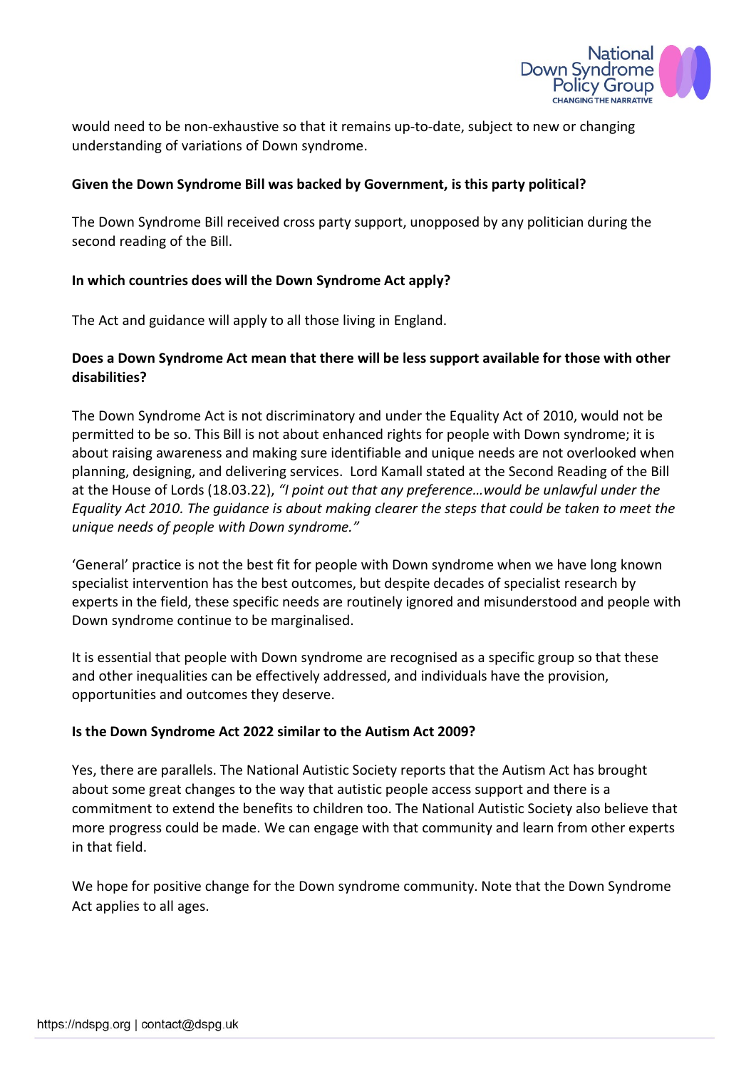would need to be non-exhaustive so that it remains up-to-date, subject to new or changing understanding of variations of Down syndrome.

**Given the Down Syndrome Bill was backed by Government, is this party political?**

The Down Syndrome Bill received cross party support, unopposed by any politician during the second reading of the Bill.

**In which countries does will the Down Syndrome Act apply?**

The Act and guidance will apply to all those living in England.

**Does a Down Syndrome Act mean that there will be less support available for those with other disabilities?**

The Down Syndrome Act is not discriminatory and under the Equality Act of 2010, would not be permitted to be so. This Bill is not about enhanced rights for people with Down syndrome; it is about raising awareness and making sure identifiable and unique needs are not overlooked when planning, designing, and delivering services. Lord Kamall stated at the Second Reading of the Bill at the House of Lords (18.03.22), *"I point out that any preference…would be unlawful under the Equality Act 2010. The guidance is about making clearer the steps that could be taken to meet the unique needs of people with Down syndrome."*

'General' practice is not the best fit for people with Down syndrome when we have long known specialist intervention has the best outcomes, but despite decades of specialist research by experts in the field, these specific needs are routinely ignored and misunderstood and people with Down syndrome continue to be marginalised.

It is essential that people with Down syndrome are recognised as a specific group so that these and other inequalities can be effectively addressed, and individuals have the provision, opportunities and outcomes they deserve.

**Is the Down Syndrome Act 2022 similar to the Autism Act 2009?**

Yes, there are parallels. The National Autistic Society reports that the Autism Act has brought about some great changes to the way that autistic people access support and there is a commitment to extend the benefits to children too. The National Autistic Society also believe that more progress could be made. We can engage with that community and learn from other experts in that field.

We hope for positive change for the Down syndrome community. Note that the Down Syndrome Act applies to all ages.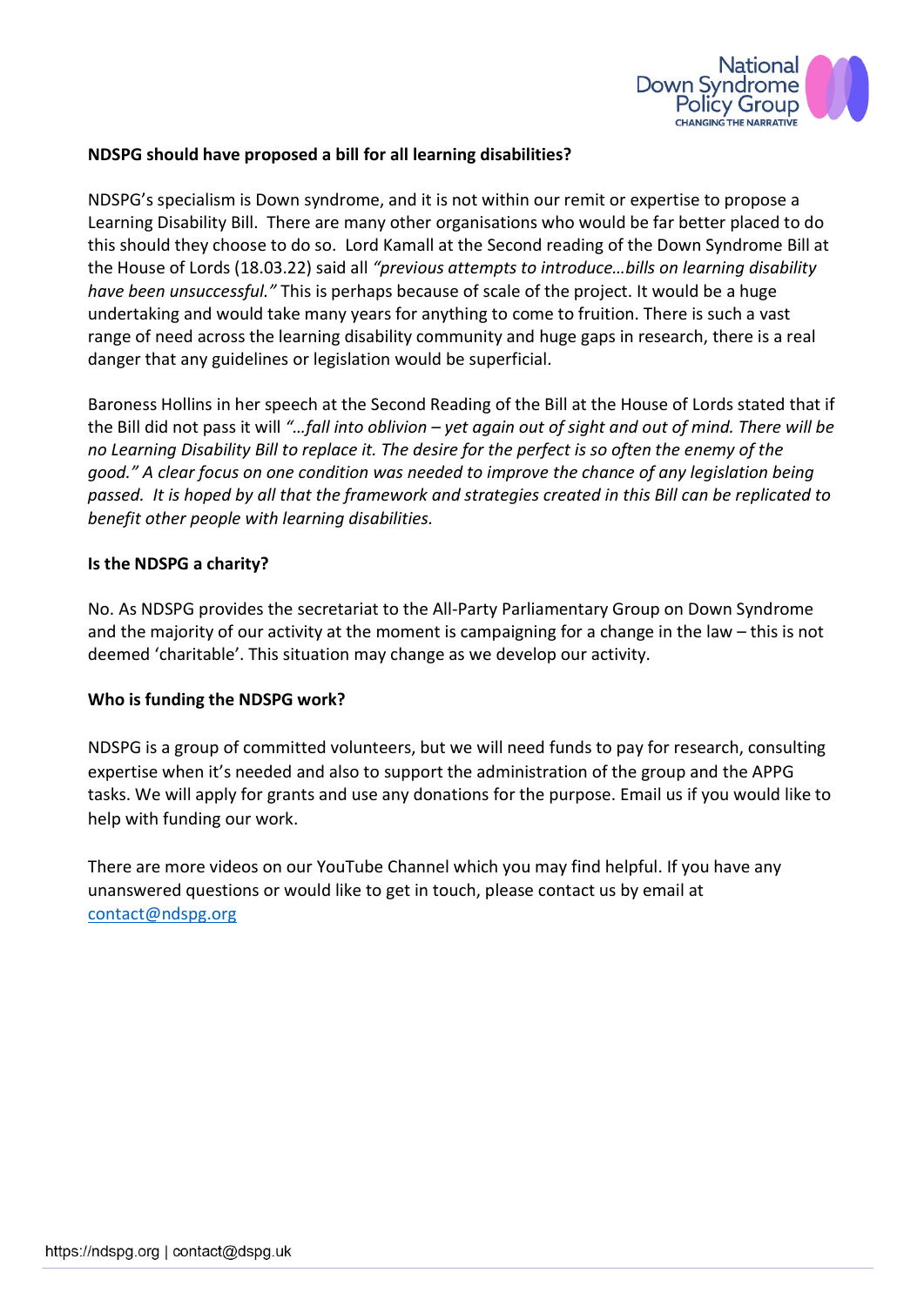**NDSPG should have proposed a bill for all learning disabilities?**

NDSPG's specialism is Down syndrome, and it is not within our remit or expertise to propose a Learning Disability Bill. There are many other organisations who would be far better placed to do this should they choose to do so. Lord Kamall at the Second reading of the Down Syndrome Bill at the House of Lords (18.03.22) said all *"previous attempts to introduce…bills on learning disability have been unsuccessful."* This is perhaps because of scale of the project. It would be a huge undertaking and would take many years for anything to come to fruition. There is such a vast range of need across the learning disability community and huge gaps in research, there is a real danger that any guidelines or legislation would be superficial.

Baroness Hollins in her speech at the Second Reading of the Bill at the House of Lords stated that if the Bill did not pass it will *"…fall into oblivion – yet again out of sight and out of mind. There will be no Learning Disability Bill to replace it. The desire for the perfect is so often the enemy of the good." A clear focus on one condition was needed to improve the chance of any legislation being passed. It is hoped by all that the framework and strategies created in this Bill can be replicated to benefit other people with learning disabilities.*

**Is the NDSPG a charity?**

No. As NDSPG provides the secretariat to the All-Party Parliamentary Group on Down Syndrome and the majority of our activity at the moment is campaigning for a change in the law – this is not deemed 'charitable'. This situation may change as we develop our activity.

**Who is funding the NDSPG work?**

NDSPG is a group of committed volunteers, but we will need funds to pay for research, consulting expertise when it's needed and also to support the administration of the group and the APPG tasks. We will apply for grants and use any donations for the purpose. Email us if you would like to help with funding our work.

There are more videos on our YouTube Channel which you may find helpful. If you have any unanswered questions or would like to get in touch, please contact us by email at [contact@ndspg.org](mailto:contact@ndspg.org)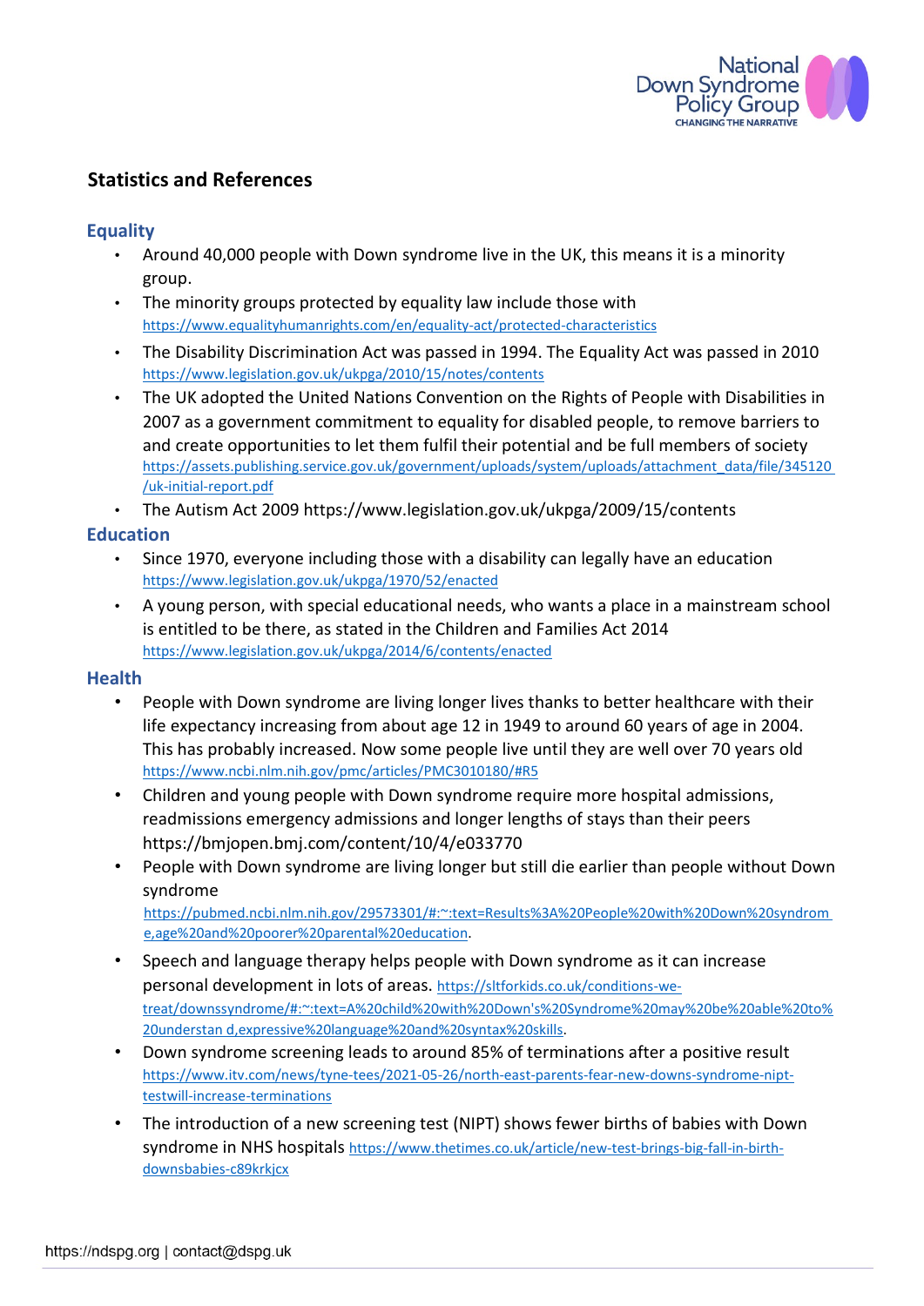## Statistics and References

### Equality

- Around 40,000 people with Down syndrome live in the UK, this means it is a minority group.
- The minority groups protected by equality law include those with https://www.equalityhumanrights.com/en/equality-act/protected-characteristics
- The Disability Discrimination Act was passed in 1994. The Equality Act was passed in 2010 https://www.legislation.gov.uk/ukpga/2010/15/notes/contents
- The UK adopted the United Nations Convention on the Rights of People with Disabilities in 2007 as a government commitment to equality for disabled people, to remove barriers to and create opportunities to let them fulfil their potential and be full members of society https://assets.publishing.service.gov.uk/government/uploads/system/uploads/attachment_data/file/345120/uk-initial-report.pdf
- The Autism Act 2009 https://www.legislation.gov.uk/ukpga/2009/15/contents

### Education

- Since 1970, everyone including those with a disability can legally have an education https://www.legislation.gov.uk/ukpga/1970/52/enacted
- A young person, with special educational needs, who wants a place in a mainstream school is entitled to be there, as stated in the Children and Families Act 2014 https://www.legislation.gov.uk/ukpga/2014/6/contents/enacted

### Health

- People with Down syndrome are living longer lives thanks to better healthcare with their life expectancy increasing from about age 12 in 1949 to around 60 years of age in 2004. This has probably increased. Now some people live until they are well over 70 years old https://www.ncbi.nlm.nih.gov/pmc/articles/PMC3010180/#R5
- Children and young people with Down syndrome require more hospital admissions, readmissions emergency admissions and longer lengths of stays than their peers https://bmjopen.bmj.com/content/10/4/e033770
- People with Down syndrome are living longer but still die earlier than people without Down syndrome https://pubmed.ncbi.nlm.nih.gov/29573301/#:~:text=Results%3A%20People%20with%20Down%20syndrome,age%20and%20poorer%20parental%20education.
- Speech and language therapy helps people with Down syndrome as it can increase personal development in lots of areas. https://sltforkids.co.uk/conditions-we-treat/downssyndrome/#:~:text=A%20child%20with%20Down's%20Syndrome%20may%20be%20able%20to%20understan d,expressive%20language%20and%20syntax%20skills.
- Down syndrome screening leads to around 85% of terminations after a positive result https://www.itv.com/news/tyne-tees/2021-05-26/north-east-parents-fear-new-downs-syndrome-nipt-testwill-increase-terminations
- The introduction of a new screening test (NIPT) shows fewer births of babies with Down syndrome in NHS hospitals https://www.thetimes.co.uk/article/new-test-brings-big-fall-in-birth-downsbabies-c89krkjcx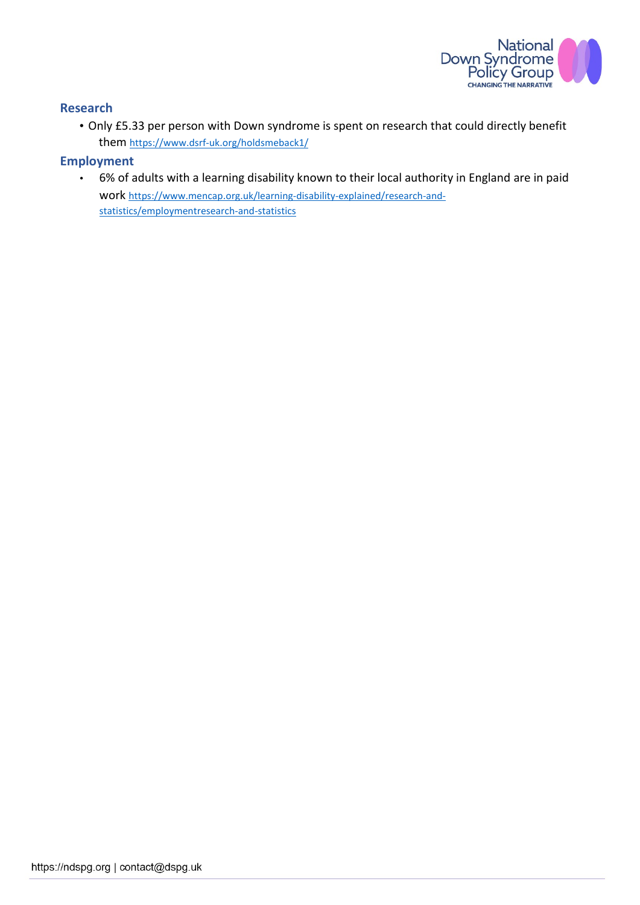## Research

- Only £5.33 per person with Down syndrome is spent on research that could directly benefit them https://www.dsrf-uk.org/holdsmeback1/

## Employment

- 6% of adults with a learning disability known to their local authority in England are in paid work https://www.mencap.org.uk/learning-disability-explained/research-and-statistics/employmentresearch-and-statistics